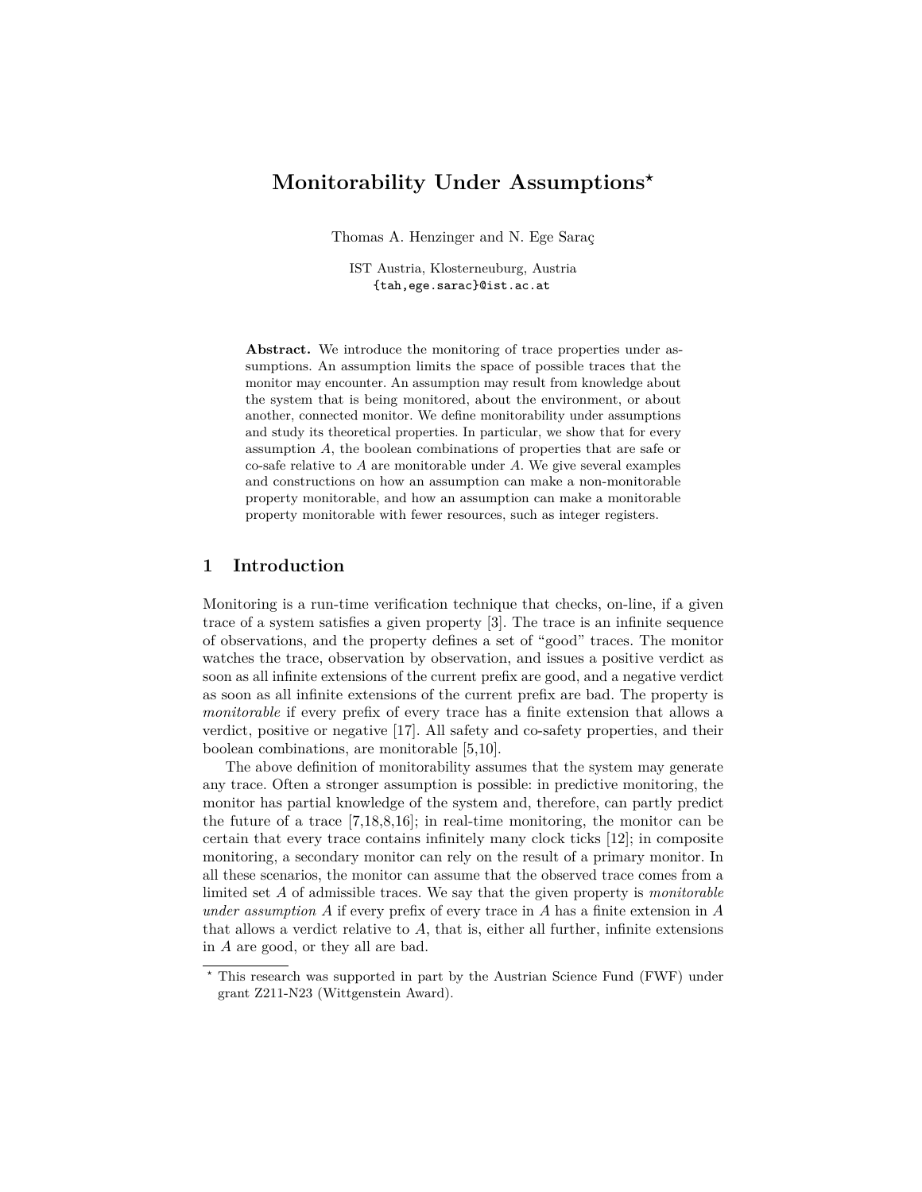# Monitorability Under Assumptions*

Thomas A. Henzinger and N. Ege Saraç

IST Austria, Klosterneuburg, Austria
{tah,ege.sarac}@ist.ac.at

**Abstract.** We introduce the monitoring of trace properties under assumptions. An assumption limits the space of possible traces that the monitor may encounter. An assumption may result from knowledge about the system that is being monitored, about the environment, or about another, connected monitor. We define monitorability under assumptions and study its theoretical properties. In particular, we show that for every assumption $A$, the boolean combinations of properties that are safe or co-safe relative to $A$ are monitorable under $A$. We give several examples and constructions on how an assumption can make a non-monitorable property monitorable, and how an assumption can make a monitorable property monitorable with fewer resources, such as integer registers.

## 1 Introduction

Monitoring is a run-time verification technique that checks, on-line, if a given trace of a system satisfies a given property [3]. The trace is an infinite sequence of observations, and the property defines a set of "good" traces. The monitor watches the trace, observation by observation, and issues a positive verdict as soon as all infinite extensions of the current prefix are good, and a negative verdict as soon as all infinite extensions of the current prefix are bad. The property is *monitorable* if every prefix of every trace has a finite extension that allows a verdict, positive or negative [17]. All safety and co-safety properties, and their boolean combinations, are monitorable [5,10].

The above definition of monitorability assumes that the system may generate any trace. Often a stronger assumption is possible: in predictive monitoring, the monitor has partial knowledge of the system and, therefore, can partly predict the future of a trace [7,18,8,16]; in real-time monitoring, the monitor can be certain that every trace contains infinitely many clock ticks [12]; in composite monitoring, a secondary monitor can rely on the result of a primary monitor. In all these scenarios, the monitor can assume that the observed trace comes from a limited set $A$ of admissible traces. We say that the given property is *monitorable under assumption* $A$ if every prefix of every trace in $A$ has a finite extension in $A$ that allows a verdict relative to $A$, that is, either all further, infinite extensions in $A$ are good, or they all are bad.

---

* This research was supported in part by the Austrian Science Fund (FWF) under grant Z211-N23 (Wittgenstein Award).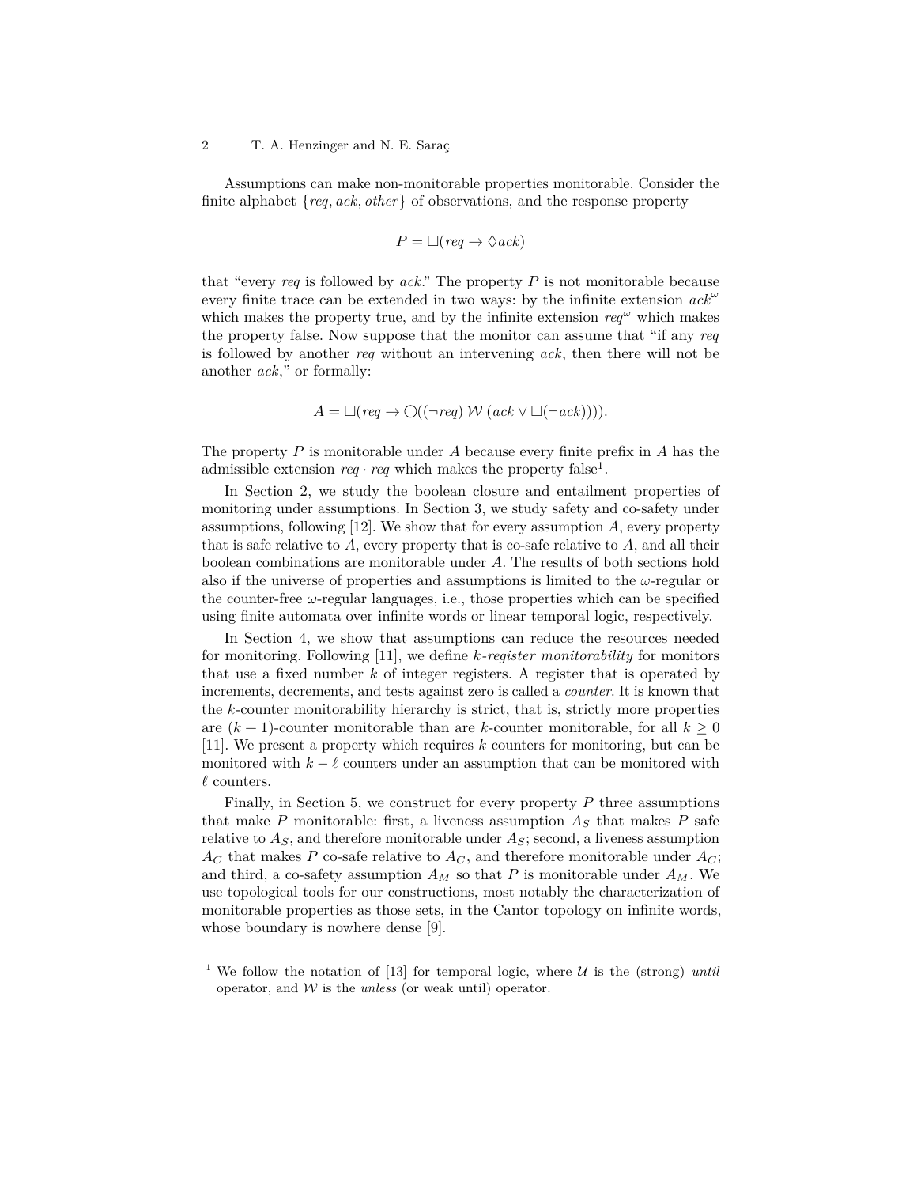Assumptions can make non-monitorable properties monitorable. Consider the finite alphabet $\{req, ack, other\}$ of observations, and the response property

$$P = \Box(req \rightarrow \Diamond ack)$$

that "every *req* is followed by *ack*." The property $P$ is not monitorable because every finite trace can be extended in two ways: by the infinite extension $ack^\omega$ which makes the property true, and by the infinite extension $req^\omega$ which makes the property false. Now suppose that the monitor can assume that "if any *req* is followed by another *req* without an intervening *ack*, then there will not be another *ack*," or formally:

$$A = \Box(req \rightarrow \bigcirc((\neg req)\ \mathcal{W}\ (ack \vee \Box(\neg ack)))).$$

The property $P$ is monitorable under $A$ because every finite prefix in $A$ has the admissible extension $req \cdot req$ which makes the property false[1].

In Section 2, we study the boolean closure and entailment properties of monitoring under assumptions. In Section 3, we study safety and co-safety under assumptions, following [12]. We show that for every assumption $A$, every property that is safe relative to $A$, every property that is co-safe relative to $A$, and all their boolean combinations are monitorable under $A$. The results of both sections hold also if the universe of properties and assumptions is limited to the $\omega$-regular or the counter-free $\omega$-regular languages, i.e., those properties which can be specified using finite automata over infinite words or linear temporal logic, respectively.

In Section 4, we show that assumptions can reduce the resources needed for monitoring. Following [11], we define *$k$-register monitorability* for monitors that use a fixed number $k$ of integer registers. A register that is operated by increments, decrements, and tests against zero is called a *counter*. It is known that the $k$-counter monitorability hierarchy is strict, that is, strictly more properties are $(k+1)$-counter monitorable than are $k$-counter monitorable, for all $k \geq 0$ [11]. We present a property which requires $k$ counters for monitoring, but can be monitored with $k - \ell$ counters under an assumption that can be monitored with $\ell$ counters.

Finally, in Section 5, we construct for every property $P$ three assumptions that make $P$ monitorable: first, a liveness assumption $A_S$ that makes $P$ safe relative to $A_S$, and therefore monitorable under $A_S$; second, a liveness assumption $A_C$ that makes $P$ co-safe relative to $A_C$, and therefore monitorable under $A_C$; and third, a co-safety assumption $A_M$ so that $P$ is monitorable under $A_M$. We use topological tools for our constructions, most notably the characterization of monitorable properties as those sets, in the Cantor topology on infinite words, whose boundary is nowhere dense [9].

---

[1] We follow the notation of [13] for temporal logic, where $\mathcal{U}$ is the (strong) *until* operator, and $\mathcal{W}$ is the *unless* (or weak until) operator.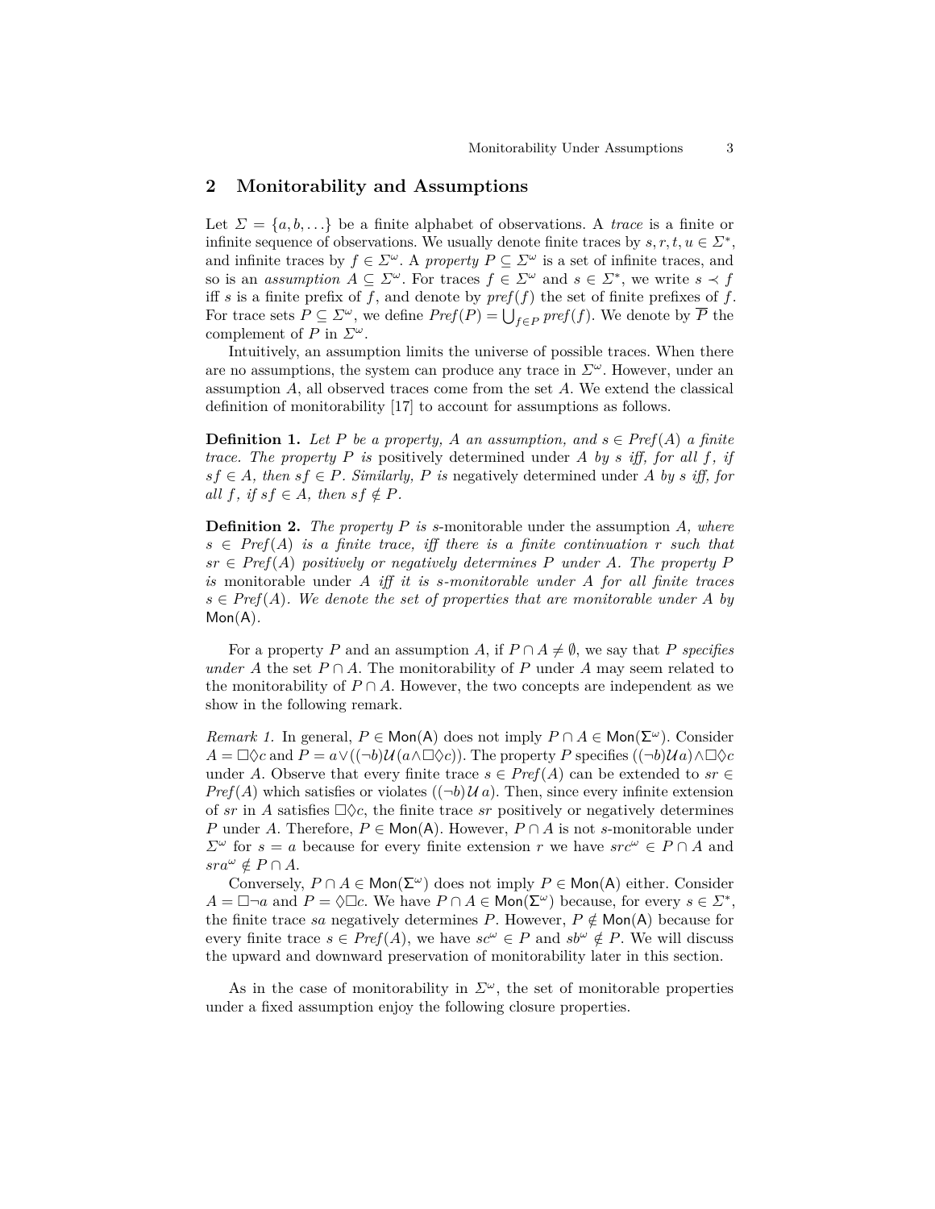## 2 Monitorability and Assumptions

Let $\Sigma = \{a, b, \ldots\}$ be a finite alphabet of observations. A *trace* is a finite or infinite sequence of observations. We usually denote finite traces by $s, r, t, u \in \Sigma^*$, and infinite traces by $f \in \Sigma^\omega$. A *property* $P \subseteq \Sigma^\omega$ is a set of infinite traces, and so is an *assumption* $A \subseteq \Sigma^\omega$. For traces $f \in \Sigma^\omega$ and $s \in \Sigma^*$, we write $s \prec f$ iff $s$ is a finite prefix of $f$, and denote by $\mathit{pref}(f)$ the set of finite prefixes of $f$. For trace sets $P \subseteq \Sigma^\omega$, we define $\mathit{Pref}(P) = \bigcup_{f \in P} \mathit{pref}(f)$. We denote by $\overline{P}$ the complement of $P$ in $\Sigma^\omega$.

Intuitively, an assumption limits the universe of possible traces. When there are no assumptions, the system can produce any trace in $\Sigma^\omega$. However, under an assumption $A$, all observed traces come from the set $A$. We extend the classical definition of monitorability [17] to account for assumptions as follows.

**Definition 1.** *Let $P$ be a property, $A$ an assumption, and $s \in \mathit{Pref}(A)$ a finite trace. The property $P$ is* positively determined under $A$ by $s$ *iff, for all $f$, if $sf \in A$, then $sf \in P$. Similarly, $P$ is* negatively determined under $A$ by $s$ *iff, for all $f$, if $sf \in A$, then $sf \notin P$.*

**Definition 2.** *The property $P$ is* $s$-monitorable under the assumption $A$, *where $s \in \mathit{Pref}(A)$ is a finite trace, iff there is a finite continuation $r$ such that $sr \in \mathit{Pref}(A)$ positively or negatively determines $P$ under $A$. The property $P$ is* monitorable under $A$ *iff it is $s$-monitorable under $A$ for all finite traces $s \in \mathit{Pref}(A)$. We denote the set of properties that are monitorable under $A$ by $\mathsf{Mon(A)}$.*

For a property $P$ and an assumption $A$, if $P \cap A \neq \emptyset$, we say that $P$ *specifies under* $A$ the set $P \cap A$. The monitorability of $P$ under $A$ may seem related to the monitorability of $P \cap A$. However, the two concepts are independent as we show in the following remark.

*Remark 1.* In general, $P \in \mathsf{Mon(A)}$ does not imply $P \cap A \in \mathsf{Mon}(\Sigma^\omega)$. Consider $A = \Box\Diamond c$ and $P = a \vee ((\neg b)\,\mathcal{U}\,(a \wedge \Box\Diamond c))$. The property $P$ specifies $((\neg b)\,\mathcal{U}\,a) \wedge \Box\Diamond c$ under $A$. Observe that every finite trace $s \in \mathit{Pref}(A)$ can be extended to $sr \in \mathit{Pref}(A)$ which satisfies or violates $((\neg b)\,\mathcal{U}\,a)$. Then, since every infinite extension of $sr$ in $A$ satisfies $\Box\Diamond c$, the finite trace $sr$ positively or negatively determines $P$ under $A$. Therefore, $P \in \mathsf{Mon(A)}$. However, $P \cap A$ is not $s$-monitorable under $\Sigma^\omega$ for $s = a$ because for every finite extension $r$ we have $src^\omega \in P \cap A$ and $sra^\omega \notin P \cap A$.

Conversely, $P \cap A \in \mathsf{Mon}(\Sigma^\omega)$ does not imply $P \in \mathsf{Mon(A)}$ either. Consider $A = \Box\neg a$ and $P = \Diamond\Box c$. We have $P \cap A \in \mathsf{Mon}(\Sigma^\omega)$ because, for every $s \in \Sigma^*$, the finite trace $sa$ negatively determines $P$. However, $P \notin \mathsf{Mon(A)}$ because for every finite trace $s \in \mathit{Pref}(A)$, we have $sc^\omega \in P$ and $sb^\omega \notin P$. We will discuss the upward and downward preservation of monitorability later in this section.

As in the case of monitorability in $\Sigma^\omega$, the set of monitorable properties under a fixed assumption enjoy the following closure properties.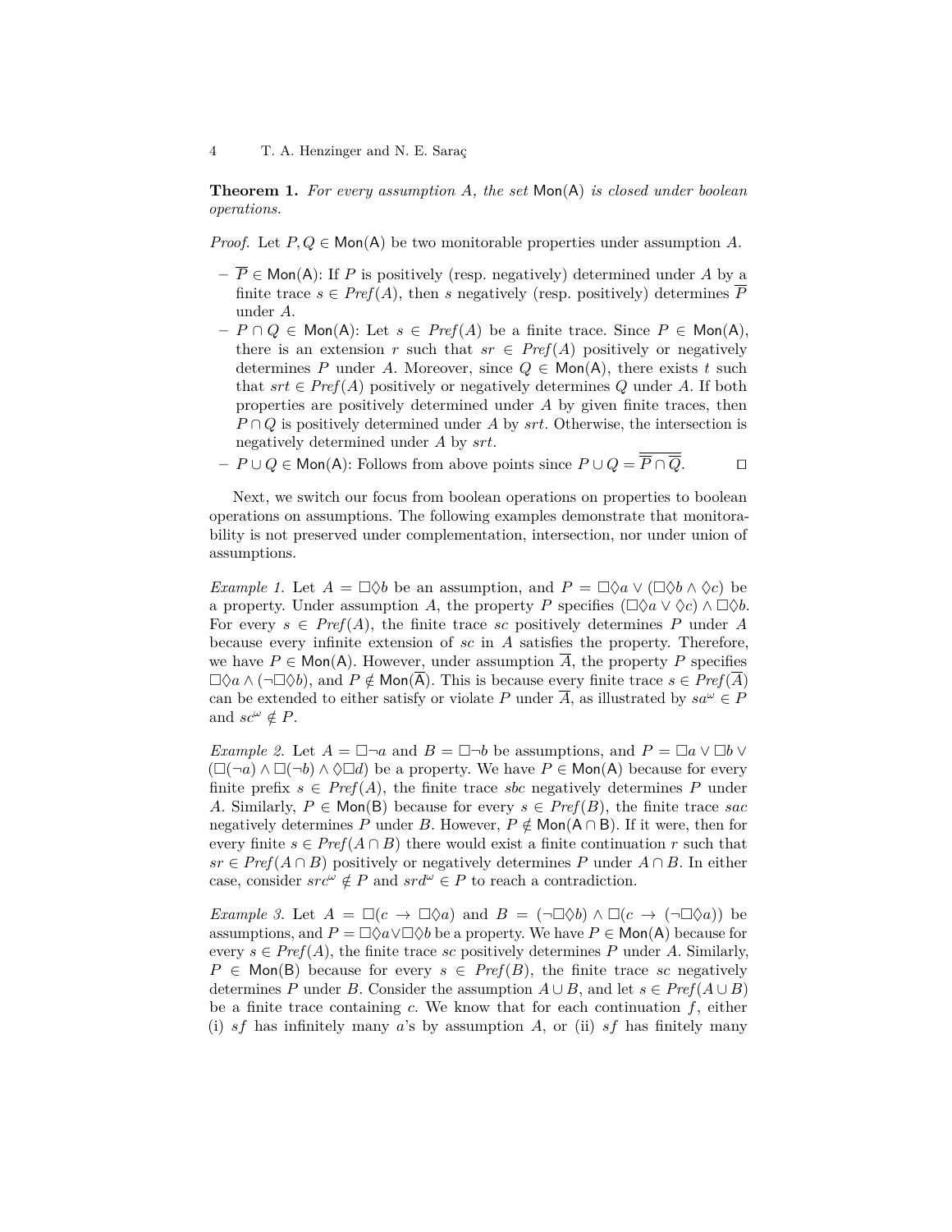**Theorem 1.** *For every assumption $A$, the set* $\mathsf{Mon}(\mathsf{A})$ *is closed under boolean operations.*

*Proof.* Let $P, Q \in \mathsf{Mon}(\mathsf{A})$ be two monitorable properties under assumption $A$.

- $\overline{P} \in \mathsf{Mon}(\mathsf{A})$: If $P$ is positively (resp. negatively) determined under $A$ by a finite trace $s \in \mathit{Pref}(A)$, then $s$ negatively (resp. positively) determines $\overline{P}$ under $A$.
- $P \cap Q \in \mathsf{Mon}(\mathsf{A})$: Let $s \in \mathit{Pref}(A)$ be a finite trace. Since $P \in \mathsf{Mon}(\mathsf{A})$, there is an extension $r$ such that $sr \in \mathit{Pref}(A)$ positively or negatively determines $P$ under $A$. Moreover, since $Q \in \mathsf{Mon}(\mathsf{A})$, there exists $t$ such that $srt \in \mathit{Pref}(A)$ positively or negatively determines $Q$ under $A$. If both properties are positively determined under $A$ by given finite traces, then $P \cap Q$ is positively determined under $A$ by $srt$. Otherwise, the intersection is negatively determined under $A$ by $srt$.
- $P \cup Q \in \mathsf{Mon}(\mathsf{A})$: Follows from above points since $P \cup Q = \overline{\overline{P} \cap \overline{Q}}$. $\square$

Next, we switch our focus from boolean operations on properties to boolean operations on assumptions. The following examples demonstrate that monitorability is not preserved under complementation, intersection, nor under union of assumptions.

*Example 1.* Let $A = \Box\Diamond b$ be an assumption, and $P = \Box\Diamond a \vee (\Box\Diamond b \wedge \Diamond c)$ be a property. Under assumption $A$, the property $P$ specifies $(\Box\Diamond a \vee \Diamond c) \wedge \Box\Diamond b$. For every $s \in \mathit{Pref}(A)$, the finite trace $sc$ positively determines $P$ under $A$ because every infinite extension of $sc$ in $A$ satisfies the property. Therefore, we have $P \in \mathsf{Mon}(\mathsf{A})$. However, under assumption $\overline{A}$, the property $P$ specifies $\Box\Diamond a \wedge (\neg\Box\Diamond b)$, and $P \notin \mathsf{Mon}(\overline{\mathsf{A}})$. This is because every finite trace $s \in \mathit{Pref}(\overline{A})$ can be extended to either satisfy or violate $P$ under $\overline{A}$, as illustrated by $sa^\omega \in P$ and $sc^\omega \notin P$.

*Example 2.* Let $A = \Box\neg a$ and $B = \Box\neg b$ be assumptions, and $P = \Box a \vee \Box b \vee (\Box(\neg a) \wedge \Box(\neg b) \wedge \Diamond\Box d)$ be a property. We have $P \in \mathsf{Mon}(\mathsf{A})$ because for every finite prefix $s \in \mathit{Pref}(A)$, the finite trace $sbc$ negatively determines $P$ under $A$. Similarly, $P \in \mathsf{Mon}(\mathsf{B})$ because for every $s \in \mathit{Pref}(B)$, the finite trace $sac$ negatively determines $P$ under $B$. However, $P \notin \mathsf{Mon}(\mathsf{A} \cap \mathsf{B})$. If it were, then for every finite $s \in \mathit{Pref}(A \cap B)$ there would exist a finite continuation $r$ such that $sr \in \mathit{Pref}(A \cap B)$ positively or negatively determines $P$ under $A \cap B$. In either case, consider $src^\omega \notin P$ and $srd^\omega \in P$ to reach a contradiction.

*Example 3.* Let $A = \Box(c \rightarrow \Box\Diamond a)$ and $B = (\neg\Box\Diamond b) \wedge \Box(c \rightarrow (\neg\Box\Diamond a))$ be assumptions, and $P = \Box\Diamond a \vee \Box\Diamond b$ be a property. We have $P \in \mathsf{Mon}(\mathsf{A})$ because for every $s \in \mathit{Pref}(A)$, the finite trace $sc$ positively determines $P$ under $A$. Similarly, $P \in \mathsf{Mon}(\mathsf{B})$ because for every $s \in \mathit{Pref}(B)$, the finite trace $sc$ negatively determines $P$ under $B$. Consider the assumption $A \cup B$, and let $s \in \mathit{Pref}(A \cup B)$ be a finite trace containing $c$. We know that for each continuation $f$, either (i) $sf$ has infinitely many $a$'s by assumption $A$, or (ii) $sf$ has finitely many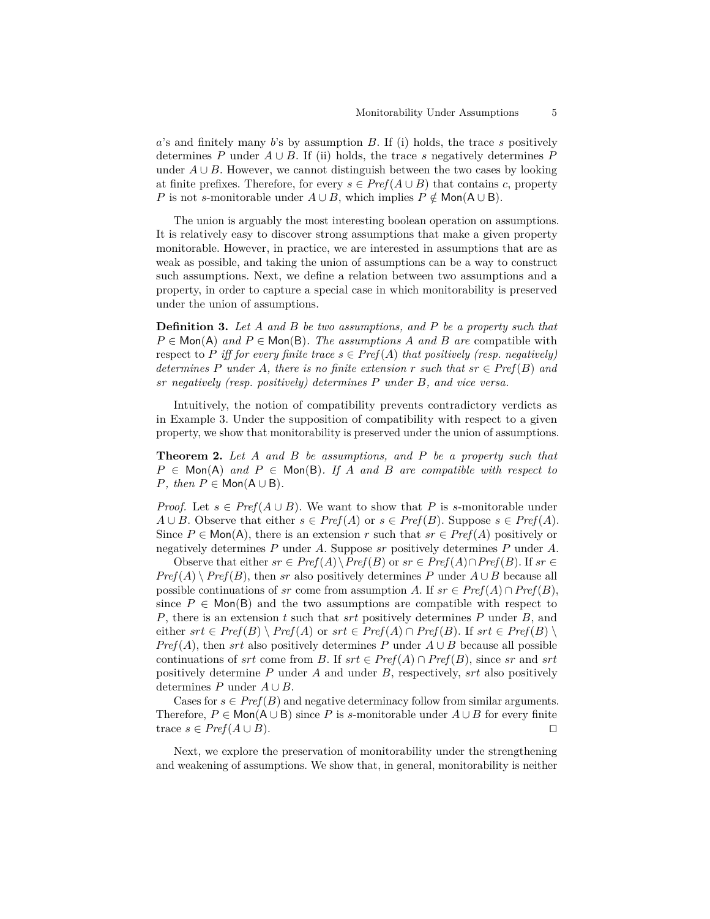$a$'s and finitely many $b$'s by assumption $B$. If (i) holds, the trace $s$ positively determines $P$ under $A \cup B$. If (ii) holds, the trace $s$ negatively determines $P$ under $A \cup B$. However, we cannot distinguish between the two cases by looking at finite prefixes. Therefore, for every $s \in \mathit{Pref}(A \cup B)$ that contains $c$, property $P$ is not $s$-monitorable under $A \cup B$, which implies $P \notin \mathsf{Mon}(\mathsf{A} \cup \mathsf{B})$.

The union is arguably the most interesting boolean operation on assumptions. It is relatively easy to discover strong assumptions that make a given property monitorable. However, in practice, we are interested in assumptions that are as weak as possible, and taking the union of assumptions can be a way to construct such assumptions. Next, we define a relation between two assumptions and a property, in order to capture a special case in which monitorability is preserved under the union of assumptions.

**Definition 3.** *Let $A$ and $B$ be two assumptions, and $P$ be a property such that $P \in \mathsf{Mon}(\mathsf{A})$ and $P \in \mathsf{Mon}(\mathsf{B})$. The assumptions $A$ and $B$ are* compatible with respect to $P$ *iff for every finite trace $s \in \mathit{Pref}(A)$ that positively (resp. negatively) determines $P$ under $A$, there is no finite extension $r$ such that $sr \in \mathit{Pref}(B)$ and $sr$ negatively (resp. positively) determines $P$ under $B$, and vice versa.*

Intuitively, the notion of compatibility prevents contradictory verdicts as in Example 3. Under the supposition of compatibility with respect to a given property, we show that monitorability is preserved under the union of assumptions.

**Theorem 2.** *Let $A$ and $B$ be assumptions, and $P$ be a property such that $P \in \mathsf{Mon}(\mathsf{A})$ and $P \in \mathsf{Mon}(\mathsf{B})$. If $A$ and $B$ are compatible with respect to $P$, then $P \in \mathsf{Mon}(\mathsf{A} \cup \mathsf{B})$.*

*Proof.* Let $s \in \mathit{Pref}(A \cup B)$. We want to show that $P$ is $s$-monitorable under $A \cup B$. Observe that either $s \in \mathit{Pref}(A)$ or $s \in \mathit{Pref}(B)$. Suppose $s \in \mathit{Pref}(A)$. Since $P \in \mathsf{Mon}(\mathsf{A})$, there is an extension $r$ such that $sr \in \mathit{Pref}(A)$ positively or negatively determines $P$ under $A$. Suppose $sr$ positively determines $P$ under $A$.

Observe that either $sr \in \mathit{Pref}(A) \setminus \mathit{Pref}(B)$ or $sr \in \mathit{Pref}(A) \cap \mathit{Pref}(B)$. If $sr \in \mathit{Pref}(A) \setminus \mathit{Pref}(B)$, then $sr$ also positively determines $P$ under $A \cup B$ because all possible continuations of $sr$ come from assumption $A$. If $sr \in \mathit{Pref}(A) \cap \mathit{Pref}(B)$, since $P \in \mathsf{Mon}(\mathsf{B})$ and the two assumptions are compatible with respect to $P$, there is an extension $t$ such that $srt$ positively determines $P$ under $B$, and either $srt \in \mathit{Pref}(B) \setminus \mathit{Pref}(A)$ or $srt \in \mathit{Pref}(A) \cap \mathit{Pref}(B)$. If $srt \in \mathit{Pref}(B) \setminus \mathit{Pref}(A)$, then $srt$ also positively determines $P$ under $A \cup B$ because all possible continuations of $srt$ come from $B$. If $srt \in \mathit{Pref}(A) \cap \mathit{Pref}(B)$, since $sr$ and $srt$ positively determine $P$ under $A$ and under $B$, respectively, $srt$ also positively determines $P$ under $A \cup B$.

Cases for $s \in \mathit{Pref}(B)$ and negative determinacy follow from similar arguments. Therefore, $P \in \mathsf{Mon}(\mathsf{A} \cup \mathsf{B})$ since $P$ is $s$-monitorable under $A \cup B$ for every finite trace $s \in \mathit{Pref}(A \cup B)$. ◻

Next, we explore the preservation of monitorability under the strengthening and weakening of assumptions. We show that, in general, monitorability is neither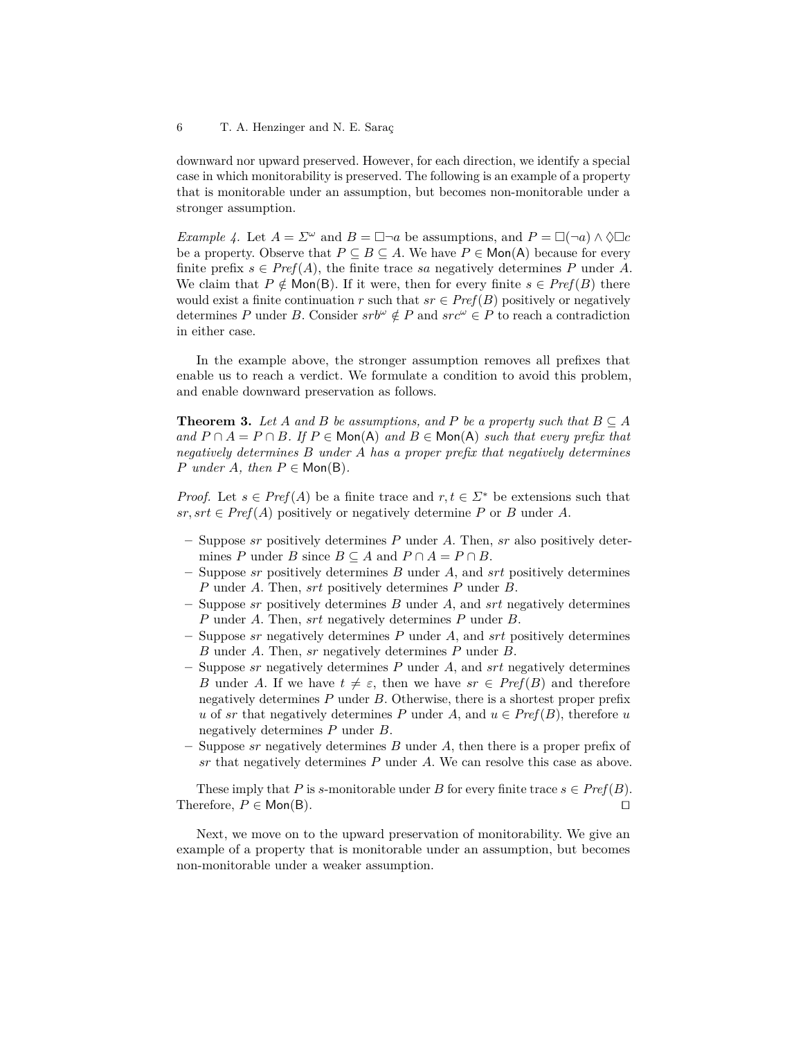downward nor upward preserved. However, for each direction, we identify a special case in which monitorability is preserved. The following is an example of a property that is monitorable under an assumption, but becomes non-monitorable under a stronger assumption.

*Example 4.* Let $A = \Sigma^\omega$ and $B = \square \neg a$ be assumptions, and $P = \square(\neg a) \wedge \lozenge \square c$ be a property. Observe that $P \subseteq B \subseteq A$. We have $P \in \mathsf{Mon(A)}$ because for every finite prefix $s \in \mathit{Pref}(A)$, the finite trace $sa$ negatively determines $P$ under $A$. We claim that $P \notin \mathsf{Mon(B)}$. If it were, then for every finite $s \in \mathit{Pref}(B)$ there would exist a finite continuation $r$ such that $sr \in \mathit{Pref}(B)$ positively or negatively determines $P$ under $B$. Consider $srb^\omega \notin P$ and $src^\omega \in P$ to reach a contradiction in either case.

In the example above, the stronger assumption removes all prefixes that enable us to reach a verdict. We formulate a condition to avoid this problem, and enable downward preservation as follows.

**Theorem 3.** *Let $A$ and $B$ be assumptions, and $P$ be a property such that $B \subseteq A$ and $P \cap A = P \cap B$. If $P \in \mathsf{Mon(A)}$ and $B \in \mathsf{Mon(A)}$ such that every prefix that negatively determines $B$ under $A$ has a proper prefix that negatively determines $P$ under $A$, then $P \in \mathsf{Mon(B)}$.*

*Proof.* Let $s \in \mathit{Pref}(A)$ be a finite trace and $r, t \in \Sigma^*$ be extensions such that $sr, srt \in \mathit{Pref}(A)$ positively or negatively determine $P$ or $B$ under $A$.

- Suppose $sr$ positively determines $P$ under $A$. Then, $sr$ also positively determines $P$ under $B$ since $B \subseteq A$ and $P \cap A = P \cap B$.
- Suppose $sr$ positively determines $B$ under $A$, and $srt$ positively determines $P$ under $A$. Then, $srt$ positively determines $P$ under $B$.
- Suppose $sr$ positively determines $B$ under $A$, and $srt$ negatively determines $P$ under $A$. Then, $srt$ negatively determines $P$ under $B$.
- Suppose $sr$ negatively determines $P$ under $A$, and $srt$ positively determines $B$ under $A$. Then, $sr$ negatively determines $P$ under $B$.
- Suppose $sr$ negatively determines $P$ under $A$, and $srt$ negatively determines $B$ under $A$. If we have $t \neq \varepsilon$, then we have $sr \in \mathit{Pref}(B)$ and therefore negatively determines $P$ under $B$. Otherwise, there is a shortest proper prefix $u$ of $sr$ that negatively determines $P$ under $A$, and $u \in \mathit{Pref}(B)$, therefore $u$ negatively determines $P$ under $B$.
- Suppose $sr$ negatively determines $B$ under $A$, then there is a proper prefix of $sr$ that negatively determines $P$ under $A$. We can resolve this case as above.

These imply that $P$ is $s$-monitorable under $B$ for every finite trace $s \in \mathit{Pref}(B)$. Therefore, $P \in \mathsf{Mon(B)}$. $\square$

Next, we move on to the upward preservation of monitorability. We give an example of a property that is monitorable under an assumption, but becomes non-monitorable under a weaker assumption.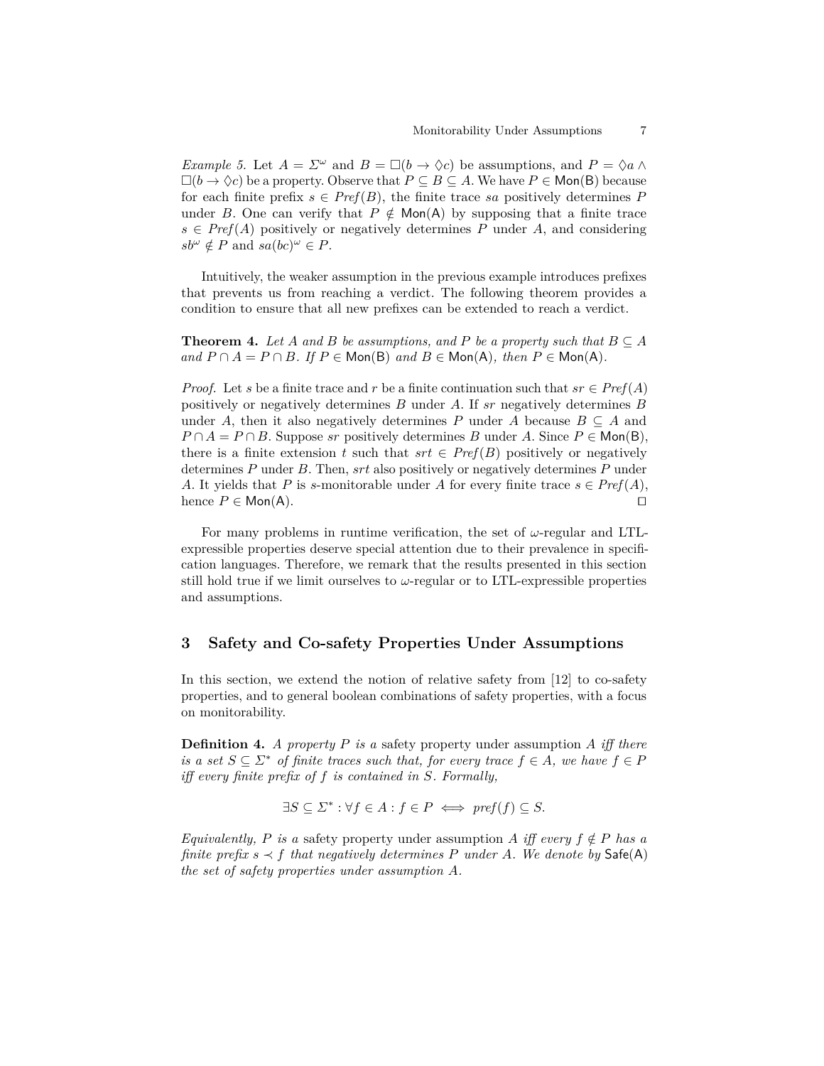*Example 5.* Let $A = \Sigma^\omega$ and $B = \Box(b \to \Diamond c)$ be assumptions, and $P = \Diamond a \wedge \Box(b \to \Diamond c)$ be a property. Observe that $P \subseteq B \subseteq A$. We have $P \in \mathsf{Mon(B)}$ because for each finite prefix $s \in \mathit{Pref}(B)$, the finite trace $sa$ positively determines $P$ under $B$. One can verify that $P \notin \mathsf{Mon(A)}$ by supposing that a finite trace $s \in \mathit{Pref}(A)$ positively or negatively determines $P$ under $A$, and considering $sb^\omega \notin P$ and $sa(bc)^\omega \in P$.

Intuitively, the weaker assumption in the previous example introduces prefixes that prevents us from reaching a verdict. The following theorem provides a condition to ensure that all new prefixes can be extended to reach a verdict.

**Theorem 4.** *Let $A$ and $B$ be assumptions, and $P$ be a property such that $B \subseteq A$ and $P \cap A = P \cap B$. If $P \in \mathsf{Mon(B)}$ and $B \in \mathsf{Mon(A)}$, then $P \in \mathsf{Mon(A)}$.*

*Proof.* Let $s$ be a finite trace and $r$ be a finite continuation such that $sr \in \mathit{Pref}(A)$ positively or negatively determines $B$ under $A$. If $sr$ negatively determines $B$ under $A$, then it also negatively determines $P$ under $A$ because $B \subseteq A$ and $P \cap A = P \cap B$. Suppose $sr$ positively determines $B$ under $A$. Since $P \in \mathsf{Mon(B)}$, there is a finite extension $t$ such that $srt \in \mathit{Pref}(B)$ positively or negatively determines $P$ under $B$. Then, $srt$ also positively or negatively determines $P$ under $A$. It yields that $P$ is $s$-monitorable under $A$ for every finite trace $s \in \mathit{Pref}(A)$, hence $P \in \mathsf{Mon(A)}$. ◻

For many problems in runtime verification, the set of $\omega$-regular and LTL-expressible properties deserve special attention due to their prevalence in specification languages. Therefore, we remark that the results presented in this section still hold true if we limit ourselves to $\omega$-regular or to LTL-expressible properties and assumptions.

## 3 Safety and Co-safety Properties Under Assumptions

In this section, we extend the notion of relative safety from [12] to co-safety properties, and to general boolean combinations of safety properties, with a focus on monitorability.

**Definition 4.** *A property $P$ is a* safety property under assumption $A$ *iff there is a set $S \subseteq \Sigma^*$ of finite traces such that, for every trace $f \in A$, we have $f \in P$ iff every finite prefix of $f$ is contained in $S$. Formally,*

$$\exists S \subseteq \Sigma^* : \forall f \in A : f \in P \iff \mathit{pref}(f) \subseteq S.$$

*Equivalently, $P$ is a* safety property under assumption $A$ *iff every $f \notin P$ has a finite prefix $s \prec f$ that negatively determines $P$ under $A$. We denote by $\mathsf{Safe(A)}$ the set of safety properties under assumption $A$.*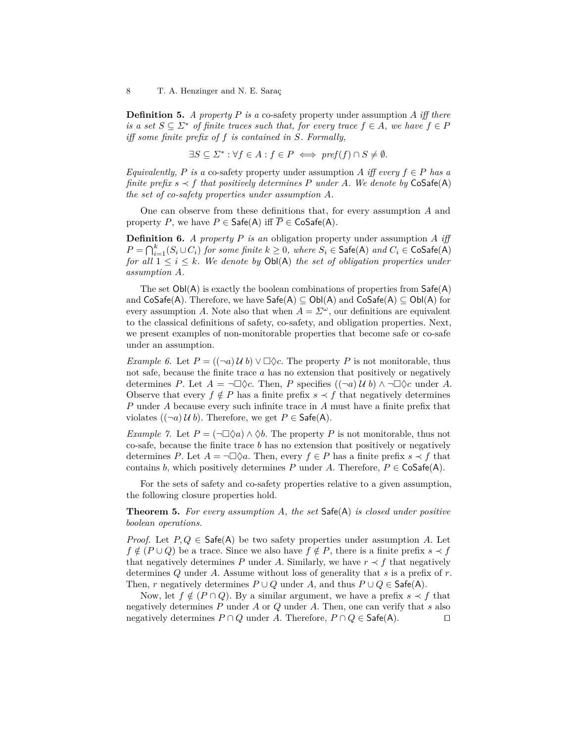**Definition 5.** *A property $P$ is a* co-safety property *under assumption $A$ iff there is a set $S \subseteq \Sigma^*$ of finite traces such that, for every trace $f \in A$, we have $f \in P$ iff some finite prefix of $f$ is contained in $S$. Formally,*

$$\exists S \subseteq \Sigma^* : \forall f \in A : f \in P \iff \mathit{pref}(f) \cap S \neq \emptyset.$$

*Equivalently, $P$ is a* co-safety property *under assumption $A$ iff every $f \in P$ has a finite prefix $s \prec f$ that positively determines $P$ under $A$. We denote by $\mathsf{CoSafe(A)}$ the set of co-safety properties under assumption $A$.*

One can observe from these definitions that, for every assumption $A$ and property $P$, we have $P \in \mathsf{Safe(A)}$ iff $\overline{P} \in \mathsf{CoSafe(A)}$.

**Definition 6.** *A property $P$ is an* obligation property *under assumption $A$ iff $P = \bigcap_{i=1}^{k}(S_i \cup C_i)$ for some finite $k \geq 0$, where $S_i \in \mathsf{Safe(A)}$ and $C_i \in \mathsf{CoSafe(A)}$ for all $1 \leq i \leq k$. We denote by $\mathsf{Obl(A)}$ the set of obligation properties under assumption $A$.*

The set $\mathsf{Obl(A)}$ is exactly the boolean combinations of properties from $\mathsf{Safe(A)}$ and $\mathsf{CoSafe(A)}$. Therefore, we have $\mathsf{Safe(A)} \subseteq \mathsf{Obl(A)}$ and $\mathsf{CoSafe(A)} \subseteq \mathsf{Obl(A)}$ for every assumption $A$. Note also that when $A = \Sigma^\omega$, our definitions are equivalent to the classical definitions of safety, co-safety, and obligation properties. Next, we present examples of non-monitorable properties that become safe or co-safe under an assumption.

*Example 6.* Let $P = ((\neg a)\,\mathcal{U}\,b) \vee \Box\Diamond c$. The property $P$ is not monitorable, thus not safe, because the finite trace $a$ has no extension that positively or negatively determines $P$. Let $A = \neg\Box\Diamond c$. Then, $P$ specifies $((\neg a)\,\mathcal{U}\,b) \wedge \neg\Box\Diamond c$ under $A$. Observe that every $f \notin P$ has a finite prefix $s \prec f$ that negatively determines $P$ under $A$ because every such infinite trace in $A$ must have a finite prefix that violates $((\neg a)\,\mathcal{U}\,b)$. Therefore, we get $P \in \mathsf{Safe(A)}$.

*Example 7.* Let $P = (\neg\Box\Diamond a) \wedge \Diamond b$. The property $P$ is not monitorable, thus not co-safe, because the finite trace $b$ has no extension that positively or negatively determines $P$. Let $A = \neg\Box\Diamond a$. Then, every $f \in P$ has a finite prefix $s \prec f$ that contains $b$, which positively determines $P$ under $A$. Therefore, $P \in \mathsf{CoSafe(A)}$.

For the sets of safety and co-safety properties relative to a given assumption, the following closure properties hold.

**Theorem 5.** *For every assumption $A$, the set $\mathsf{Safe(A)}$ is closed under positive boolean operations.*

*Proof.* Let $P, Q \in \mathsf{Safe(A)}$ be two safety properties under assumption $A$. Let $f \notin (P \cup Q)$ be a trace. Since we also have $f \notin P$, there is a finite prefix $s \prec f$ that negatively determines $P$ under $A$. Similarly, we have $r \prec f$ that negatively determines $Q$ under $A$. Assume without loss of generality that $s$ is a prefix of $r$. Then, $r$ negatively determines $P \cup Q$ under $A$, and thus $P \cup Q \in \mathsf{Safe(A)}$.

Now, let $f \notin (P \cap Q)$. By a similar argument, we have a prefix $s \prec f$ that negatively determines $P$ under $A$ or $Q$ under $A$. Then, one can verify that $s$ also negatively determines $P \cap Q$ under $A$. Therefore, $P \cap Q \in \mathsf{Safe(A)}$. □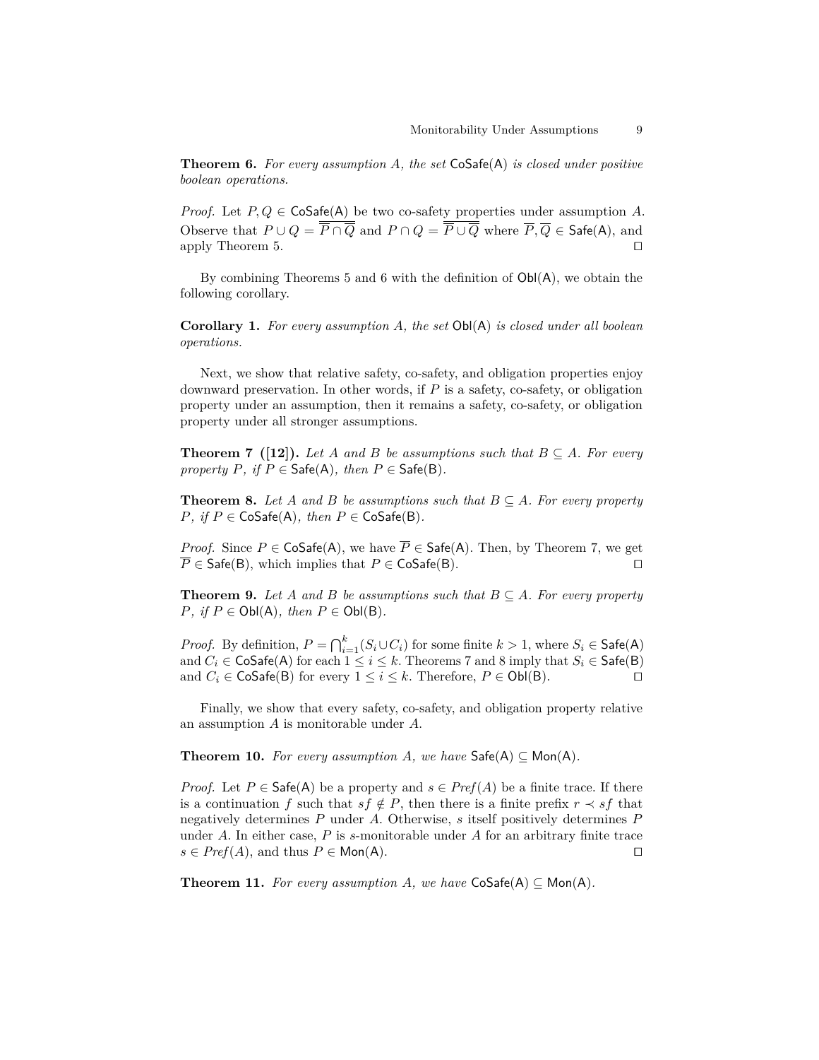**Theorem 6.** *For every assumption $A$, the set* $\mathsf{CoSafe(A)}$ *is closed under positive boolean operations.*

*Proof.* Let $P, Q \in \mathsf{CoSafe(A)}$ be two co-safety properties under assumption $A$. Observe that $P \cup Q = \overline{\overline{P} \cap \overline{Q}}$ and $P \cap Q = \overline{\overline{P} \cup \overline{Q}}$ where $\overline{P}, \overline{Q} \in \mathsf{Safe(A)}$, and apply Theorem 5. ◻

By combining Theorems 5 and 6 with the definition of $\mathsf{Obl(A)}$, we obtain the following corollary.

**Corollary 1.** *For every assumption $A$, the set* $\mathsf{Obl(A)}$ *is closed under all boolean operations.*

Next, we show that relative safety, co-safety, and obligation properties enjoy downward preservation. In other words, if $P$ is a safety, co-safety, or obligation property under an assumption, then it remains a safety, co-safety, or obligation property under all stronger assumptions.

**Theorem 7 ([12]).** *Let $A$ and $B$ be assumptions such that $B \subseteq A$. For every property $P$, if $P \in \mathsf{Safe(A)}$, then $P \in \mathsf{Safe(B)}$.*

**Theorem 8.** *Let $A$ and $B$ be assumptions such that $B \subseteq A$. For every property $P$, if $P \in \mathsf{CoSafe(A)}$, then $P \in \mathsf{CoSafe(B)}$.*

*Proof.* Since $P \in \mathsf{CoSafe(A)}$, we have $\overline{P} \in \mathsf{Safe(A)}$. Then, by Theorem 7, we get $\overline{P} \in \mathsf{Safe(B)}$, which implies that $P \in \mathsf{CoSafe(B)}$. ◻

**Theorem 9.** *Let $A$ and $B$ be assumptions such that $B \subseteq A$. For every property $P$, if $P \in \mathsf{Obl(A)}$, then $P \in \mathsf{Obl(B)}$.*

*Proof.* By definition, $P = \bigcap_{i=1}^{k} (S_i \cup C_i)$ for some finite $k > 1$, where $S_i \in \mathsf{Safe(A)}$ and $C_i \in \mathsf{CoSafe(A)}$ for each $1 \leq i \leq k$. Theorems 7 and 8 imply that $S_i \in \mathsf{Safe(B)}$ and $C_i \in \mathsf{CoSafe(B)}$ for every $1 \leq i \leq k$. Therefore, $P \in \mathsf{Obl(B)}$. ◻

Finally, we show that every safety, co-safety, and obligation property relative an assumption $A$ is monitorable under $A$.

**Theorem 10.** *For every assumption $A$, we have* $\mathsf{Safe(A)} \subseteq \mathsf{Mon(A)}$.

*Proof.* Let $P \in \mathsf{Safe(A)}$ be a property and $s \in \mathit{Pref}(A)$ be a finite trace. If there is a continuation $f$ such that $sf \notin P$, then there is a finite prefix $r \prec sf$ that negatively determines $P$ under $A$. Otherwise, $s$ itself positively determines $P$ under $A$. In either case, $P$ is $s$-monitorable under $A$ for an arbitrary finite trace $s \in \mathit{Pref}(A)$, and thus $P \in \mathsf{Mon(A)}$. ◻

**Theorem 11.** *For every assumption $A$, we have* $\mathsf{CoSafe(A)} \subseteq \mathsf{Mon(A)}$.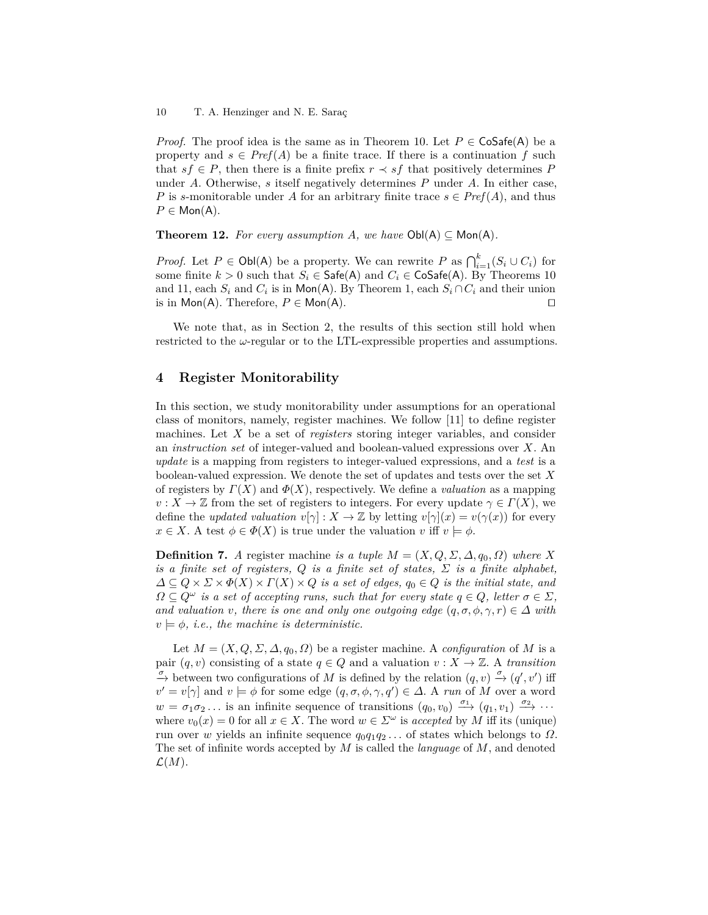*Proof.* The proof idea is the same as in Theorem 10. Let $P \in \mathsf{CoSafe(A)}$ be a property and $s \in \mathit{Pref}(A)$ be a finite trace. If there is a continuation $f$ such that $sf \in P$, then there is a finite prefix $r \prec sf$ that positively determines $P$ under $A$. Otherwise, $s$ itself negatively determines $P$ under $A$. In either case, $P$ is $s$-monitorable under $A$ for an arbitrary finite trace $s \in \mathit{Pref}(A)$, and thus $P \in \mathsf{Mon(A)}$.

**Theorem 12.** *For every assumption $A$, we have $\mathsf{Obl(A)} \subseteq \mathsf{Mon(A)}$.*

*Proof.* Let $P \in \mathsf{Obl(A)}$ be a property. We can rewrite $P$ as $\bigcap_{i=1}^{k}(S_i \cup C_i)$ for some finite $k > 0$ such that $S_i \in \mathsf{Safe(A)}$ and $C_i \in \mathsf{CoSafe(A)}$. By Theorems 10 and 11, each $S_i$ and $C_i$ is in $\mathsf{Mon(A)}$. By Theorem 1, each $S_i \cap C_i$ and their union is in $\mathsf{Mon(A)}$. Therefore, $P \in \mathsf{Mon(A)}$. ◻

We note that, as in Section 2, the results of this section still hold when restricted to the $\omega$-regular or to the LTL-expressible properties and assumptions.

## 4 Register Monitorability

In this section, we study monitorability under assumptions for an operational class of monitors, namely, register machines. We follow [11] to define register machines. Let $X$ be a set of *registers* storing integer variables, and consider an *instruction set* of integer-valued and boolean-valued expressions over $X$. An *update* is a mapping from registers to integer-valued expressions, and a *test* is a boolean-valued expression. We denote the set of updates and tests over the set $X$ of registers by $\Gamma(X)$ and $\Phi(X)$, respectively. We define a *valuation* as a mapping $v : X \to \mathbb{Z}$ from the set of registers to integers. For every update $\gamma \in \Gamma(X)$, we define the *updated valuation* $v[\gamma] : X \to \mathbb{Z}$ by letting $v[\gamma](x) = v(\gamma(x))$ for every $x \in X$. A test $\phi \in \Phi(X)$ is true under the valuation $v$ iff $v \models \phi$.

**Definition 7.** *A* register machine *is a tuple $M = (X, Q, \Sigma, \Delta, q_0, \Omega)$ where $X$ is a finite set of registers, $Q$ is a finite set of states, $\Sigma$ is a finite alphabet, $\Delta \subseteq Q \times \Sigma \times \Phi(X) \times \Gamma(X) \times Q$ is a set of edges, $q_0 \in Q$ is the initial state, and $\Omega \subseteq Q^\omega$ is a set of accepting runs, such that for every state $q \in Q$, letter $\sigma \in \Sigma$, and valuation $v$, there is one and only one outgoing edge $(q, \sigma, \phi, \gamma, r) \in \Delta$ with $v \models \phi$, i.e., the machine is deterministic.*

Let $M = (X, Q, \Sigma, \Delta, q_0, \Omega)$ be a register machine. A *configuration* of $M$ is a pair $(q, v)$ consisting of a state $q \in Q$ and a valuation $v : X \to \mathbb{Z}$. A *transition* $\xrightarrow{\sigma}$ between two configurations of $M$ is defined by the relation $(q, v) \xrightarrow{\sigma} (q', v')$ iff $v' = v[\gamma]$ and $v \models \phi$ for some edge $(q, \sigma, \phi, \gamma, q') \in \Delta$. A *run* of $M$ over a word $w = \sigma_1 \sigma_2 \ldots$ is an infinite sequence of transitions $(q_0, v_0) \xrightarrow{\sigma_1} (q_1, v_1) \xrightarrow{\sigma_2} \cdots$ where $v_0(x) = 0$ for all $x \in X$. The word $w \in \Sigma^\omega$ is *accepted* by $M$ iff its (unique) run over $w$ yields an infinite sequence $q_0 q_1 q_2 \ldots$ of states which belongs to $\Omega$. The set of infinite words accepted by $M$ is called the *language* of $M$, and denoted $\mathcal{L}(M)$.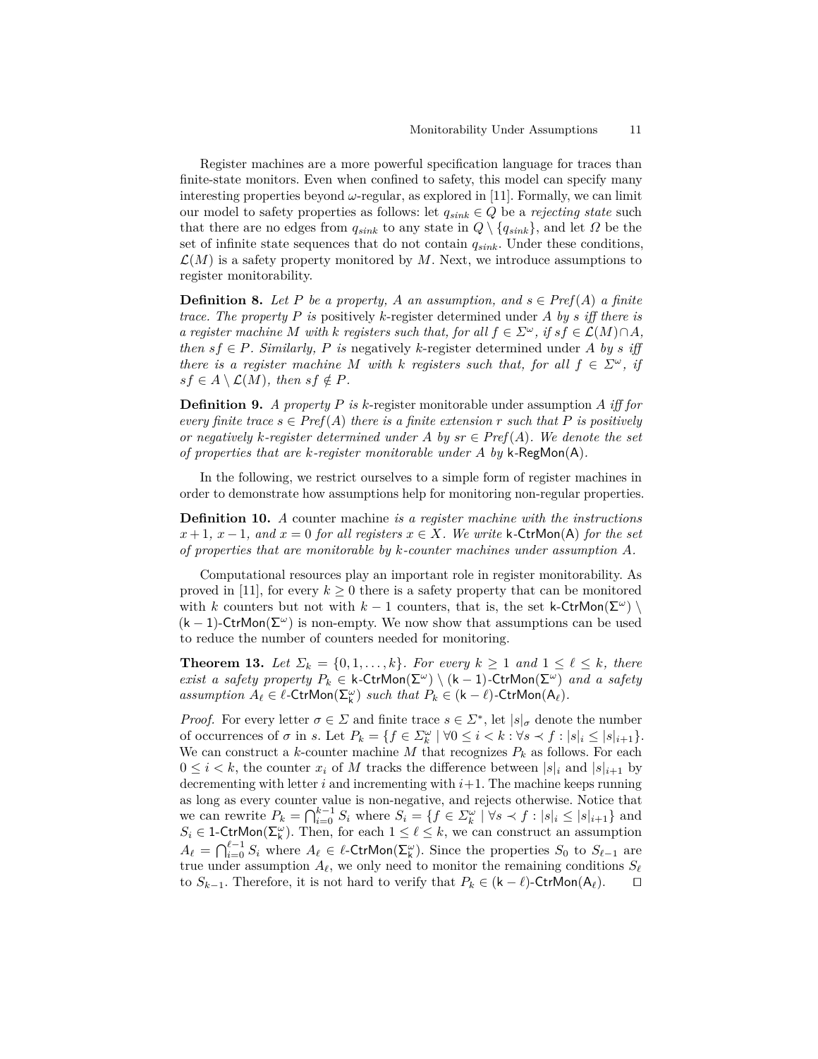Register machines are a more powerful specification language for traces than finite-state monitors. Even when confined to safety, this model can specify many interesting properties beyond $\omega$-regular, as explored in [11]. Formally, we can limit our model to safety properties as follows: let $q_{sink} \in Q$ be a *rejecting state* such that there are no edges from $q_{sink}$ to any state in $Q \setminus \{q_{sink}\}$, and let $\Omega$ be the set of infinite state sequences that do not contain $q_{sink}$. Under these conditions, $\mathcal{L}(M)$ is a safety property monitored by $M$. Next, we introduce assumptions to register monitorability.

**Definition 8.** *Let $P$ be a property, $A$ an assumption, and $s \in Pref(A)$ a finite trace. The property $P$ is* positively $k$-register determined under $A$ *by $s$ iff there is a register machine $M$ with $k$ registers such that, for all $f \in \Sigma^\omega$, if $sf \in \mathcal{L}(M) \cap A$, then $sf \in P$. Similarly, $P$ is* negatively $k$-register determined under $A$ *by $s$ iff there is a register machine $M$ with $k$ registers such that, for all $f \in \Sigma^\omega$, if $sf \in A \setminus \mathcal{L}(M)$, then $sf \notin P$.*

**Definition 9.** *A property $P$ is* $k$-register monitorable under assumption $A$ *iff for every finite trace $s \in Pref(A)$ there is a finite extension $r$ such that $P$ is positively or negatively $k$-register determined under $A$ by $sr \in Pref(A)$. We denote the set of properties that are $k$-register monitorable under $A$ by $\mathsf{k\text{-}RegMon(A)}$.*

In the following, we restrict ourselves to a simple form of register machines in order to demonstrate how assumptions help for monitoring non-regular properties.

**Definition 10.** *A* counter machine *is a register machine with the instructions $x+1$, $x-1$, and $x = 0$ for all registers $x \in X$. We write $\mathsf{k\text{-}CtrMon(A)}$ for the set of properties that are monitorable by $k$-counter machines under assumption $A$.*

Computational resources play an important role in register monitorability. As proved in [11], for every $k \geq 0$ there is a safety property that can be monitored with $k$ counters but not with $k-1$ counters, that is, the set $\mathsf{k\text{-}CtrMon(\Sigma^\omega)} \setminus \mathsf{(k-1)\text{-}CtrMon(\Sigma^\omega)}$ is non-empty. We now show that assumptions can be used to reduce the number of counters needed for monitoring.

**Theorem 13.** *Let $\Sigma_k = \{0, 1, \ldots, k\}$. For every $k \geq 1$ and $1 \leq \ell \leq k$, there exist a safety property $P_k \in \mathsf{k\text{-}CtrMon(\Sigma^\omega)} \setminus \mathsf{(k-1)\text{-}CtrMon(\Sigma^\omega)}$ and a safety assumption $A_\ell \in \ell\text{-}\mathsf{CtrMon(\Sigma_k^\omega)}$ such that $P_k \in \mathsf{(k-\ell)\text{-}CtrMon(A_\ell)}$.*

*Proof.* For every letter $\sigma \in \Sigma$ and finite trace $s \in \Sigma^*$, let $|s|_\sigma$ denote the number of occurrences of $\sigma$ in $s$. Let $P_k = \{f \in \Sigma_k^\omega \mid \forall 0 \leq i < k : \forall s \prec f : |s|_i \leq |s|_{i+1}\}$. We can construct a $k$-counter machine $M$ that recognizes $P_k$ as follows. For each $0 \leq i < k$, the counter $x_i$ of $M$ tracks the difference between $|s|_i$ and $|s|_{i+1}$ by decrementing with letter $i$ and incrementing with $i+1$. The machine keeps running as long as every counter value is non-negative, and rejects otherwise. Notice that we can rewrite $P_k = \bigcap_{i=0}^{k-1} S_i$ where $S_i = \{f \in \Sigma_k^\omega \mid \forall s \prec f : |s|_i \leq |s|_{i+1}\}$ and $S_i \in \mathsf{1\text{-}CtrMon(\Sigma_k^\omega)}$. Then, for each $1 \leq \ell \leq k$, we can construct an assumption $A_\ell = \bigcap_{i=0}^{\ell-1} S_i$ where $A_\ell \in \ell\text{-}\mathsf{CtrMon(\Sigma_k^\omega)}$. Since the properties $S_0$ to $S_{\ell-1}$ are true under assumption $A_\ell$, we only need to monitor the remaining conditions $S_\ell$ to $S_{k-1}$. Therefore, it is not hard to verify that $P_k \in \mathsf{(k-\ell)\text{-}CtrMon(A_\ell)}$. $\square$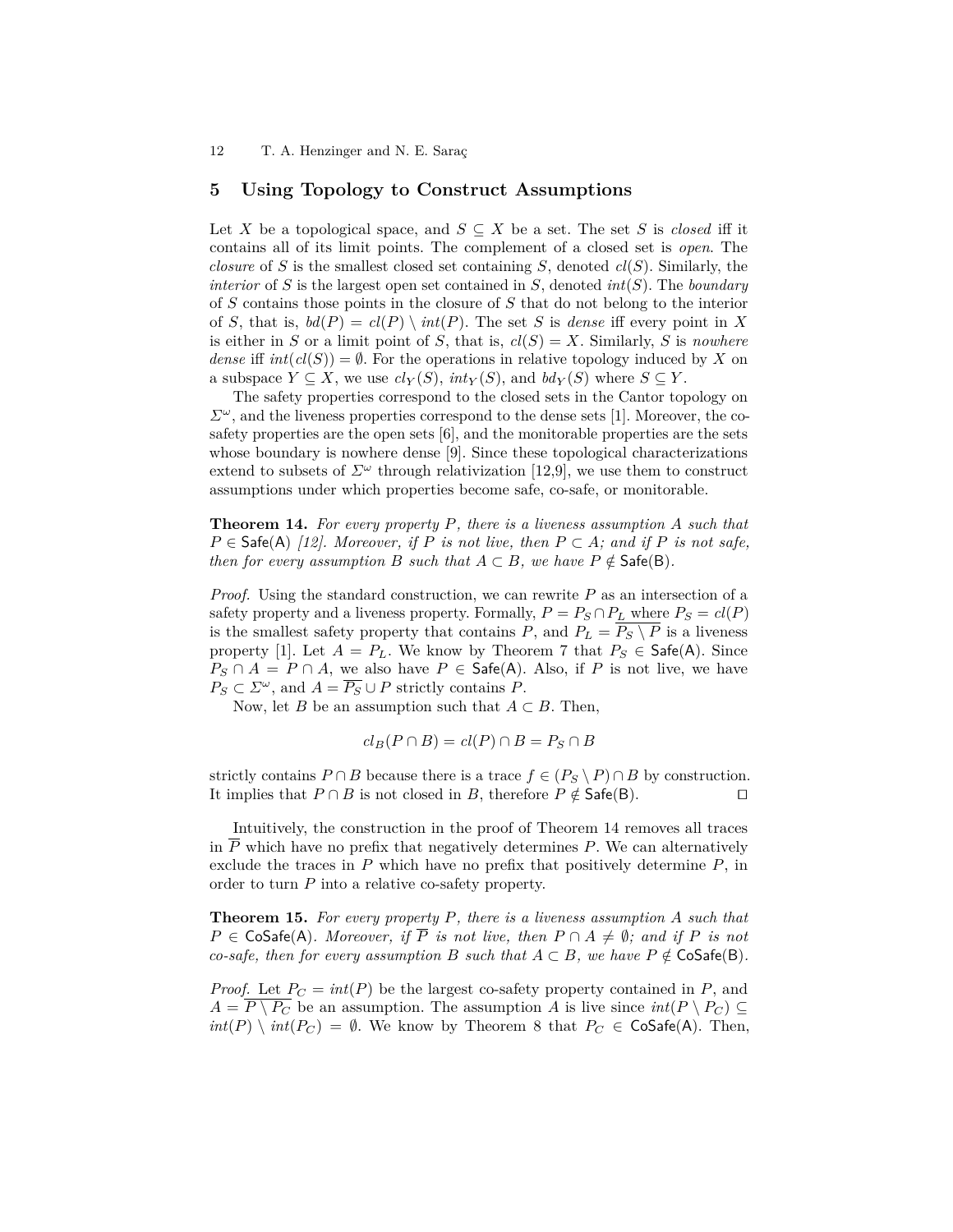## 5 Using Topology to Construct Assumptions

Let $X$ be a topological space, and $S \subseteq X$ be a set. The set $S$ is *closed* iff it contains all of its limit points. The complement of a closed set is *open*. The *closure* of $S$ is the smallest closed set containing $S$, denoted $cl(S)$. Similarly, the *interior* of $S$ is the largest open set contained in $S$, denoted $int(S)$. The *boundary* of $S$ contains those points in the closure of $S$ that do not belong to the interior of $S$, that is, $bd(P) = cl(P) \setminus int(P)$. The set $S$ is *dense* iff every point in $X$ is either in $S$ or a limit point of $S$, that is, $cl(S) = X$. Similarly, $S$ is *nowhere dense* iff $int(cl(S)) = \emptyset$. For the operations in relative topology induced by $X$ on a subspace $Y \subseteq X$, we use $cl_Y(S)$, $int_Y(S)$, and $bd_Y(S)$ where $S \subseteq Y$.

The safety properties correspond to the closed sets in the Cantor topology on $\Sigma^\omega$, and the liveness properties correspond to the dense sets [1]. Moreover, the co-safety properties are the open sets [6], and the monitorable properties are the sets whose boundary is nowhere dense [9]. Since these topological characterizations extend to subsets of $\Sigma^\omega$ through relativization [12,9], we use them to construct assumptions under which properties become safe, co-safe, or monitorable.

**Theorem 14.** *For every property $P$, there is a liveness assumption $A$ such that $P \in \mathsf{Safe(A)}$ [12]. Moreover, if $P$ is not live, then $P \subset A$; and if $P$ is not safe, then for every assumption $B$ such that $A \subset B$, we have $P \notin \mathsf{Safe(B)}$.*

*Proof.* Using the standard construction, we can rewrite $P$ as an intersection of a safety property and a liveness property. Formally, $P = P_S \cap P_L$ where $P_S = cl(P)$ is the smallest safety property that contains $P$, and $P_L = \overline{P_S \setminus P}$ is a liveness property [1]. Let $A = P_L$. We know by Theorem 7 that $P_S \in \mathsf{Safe(A)}$. Since $P_S \cap A = P \cap A$, we also have $P \in \mathsf{Safe(A)}$. Also, if $P$ is not live, we have $P_S \subset \Sigma^\omega$, and $A = \overline{P_S} \cup P$ strictly contains $P$.

Now, let $B$ be an assumption such that $A \subset B$. Then,

$$cl_B(P \cap B) = cl(P) \cap B = P_S \cap B$$

strictly contains $P \cap B$ because there is a trace $f \in (P_S \setminus P) \cap B$ by construction. It implies that $P \cap B$ is not closed in $B$, therefore $P \notin \mathsf{Safe(B)}$. ◻

Intuitively, the construction in the proof of Theorem 14 removes all traces in $\overline{P}$ which have no prefix that negatively determines $P$. We can alternatively exclude the traces in $P$ which have no prefix that positively determine $P$, in order to turn $P$ into a relative co-safety property.

**Theorem 15.** *For every property $P$, there is a liveness assumption $A$ such that $P \in \mathsf{CoSafe(A)}$. Moreover, if $\overline{P}$ is not live, then $P \cap A \neq \emptyset$; and if $P$ is not co-safe, then for every assumption $B$ such that $A \subset B$, we have $P \notin \mathsf{CoSafe(B)}$.*

*Proof.* Let $P_C = int(P)$ be the largest co-safety property contained in $P$, and $A = \overline{P \setminus P_C}$ be an assumption. The assumption $A$ is live since $int(P \setminus P_C) \subseteq int(P) \setminus int(P_C) = \emptyset$. We know by Theorem 8 that $P_C \in \mathsf{CoSafe(A)}$. Then,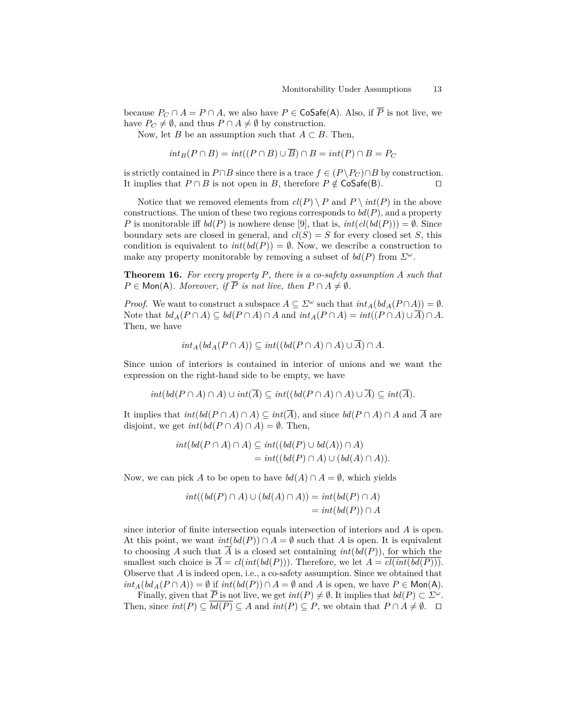because $P_C \cap A = P \cap A$, we also have $P \in \mathsf{CoSafe(A)}$. Also, if $\overline{P}$ is not live, we have $P_C \neq \emptyset$, and thus $P \cap A \neq \emptyset$ by construction.

Now, let $B$ be an assumption such that $A \subset B$. Then,

$$int_B(P \cap B) = int((P \cap B) \cup \overline{B}) \cap B = int(P) \cap B = P_C$$

is strictly contained in $P \cap B$ since there is a trace $f \in (P \setminus P_C) \cap B$ by construction. It implies that $P \cap B$ is not open in $B$, therefore $P \notin \mathsf{CoSafe(B)}$. ◻

Notice that we removed elements from $cl(P) \setminus P$ and $P \setminus int(P)$ in the above constructions. The union of these two regions corresponds to $bd(P)$, and a property $P$ is monitorable iff $bd(P)$ is nowhere dense [9], that is, $int(cl(bd(P))) = \emptyset$. Since boundary sets are closed in general, and $cl(S) = S$ for every closed set $S$, this condition is equivalent to $int(bd(P)) = \emptyset$. Now, we describe a construction to make any property monitorable by removing a subset of $bd(P)$ from $\Sigma^\omega$.

**Theorem 16.** *For every property $P$, there is a co-safety assumption $A$ such that $P \in \mathsf{Mon(A)}$. Moreover, if $\overline{P}$ is not live, then $P \cap A \neq \emptyset$.*

*Proof.* We want to construct a subspace $A \subseteq \Sigma^\omega$ such that $int_A(bd_A(P \cap A)) = \emptyset$. Note that $bd_A(P \cap A) \subseteq bd(P \cap A) \cap A$ and $int_A(P \cap A) = int((P \cap A) \cup \overline{A}) \cap A$. Then, we have

$$int_A(bd_A(P \cap A)) \subseteq int((bd(P \cap A) \cap A) \cup \overline{A}) \cap A.$$

Since union of interiors is contained in interior of unions and we want the expression on the right-hand side to be empty, we have

$$int(bd(P \cap A) \cap A) \cup int(\overline{A}) \subseteq int((bd(P \cap A) \cap A) \cup \overline{A}) \subseteq int(\overline{A}).$$

It implies that $int(bd(P \cap A) \cap A) \subseteq int(\overline{A})$, and since $bd(P \cap A) \cap A$ and $\overline{A}$ are disjoint, we get $int(bd(P \cap A) \cap A) = \emptyset$. Then,

$$\begin{aligned}
int(bd(P \cap A) \cap A) &\subseteq int((bd(P) \cup bd(A)) \cap A) \\
&= int((bd(P) \cap A) \cup (bd(A) \cap A)).
\end{aligned}$$

Now, we can pick $A$ to be open to have $bd(A) \cap A = \emptyset$, which yields

$$\begin{aligned}
int((bd(P) \cap A) \cup (bd(A) \cap A)) &= int(bd(P) \cap A) \\
&= int(bd(P)) \cap A
\end{aligned}$$

since interior of finite intersection equals intersection of interiors and $A$ is open. At this point, we want $int(bd(P)) \cap A = \emptyset$ such that $A$ is open. It is equivalent to choosing $A$ such that $\overline{A}$ is a closed set containing $int(bd(P))$, for which the smallest such choice is $\overline{A} = cl(int(bd(P)))$. Therefore, we let $A = \overline{cl(int(bd(P)))}$. Observe that $A$ is indeed open, i.e., a co-safety assumption. Since we obtained that $int_A(bd_A(P \cap A)) = \emptyset$ if $int(bd(P)) \cap A = \emptyset$ and $A$ is open, we have $P \in \mathsf{Mon(A)}$.

Finally, given that $\overline{P}$ is not live, we get $int(P) \neq \emptyset$. It implies that $bd(P) \subset \Sigma^\omega$. Then, since $int(P) \subseteq \overline{bd(P)} \subseteq A$ and $int(P) \subseteq P$, we obtain that $P \cap A \neq \emptyset$. ◻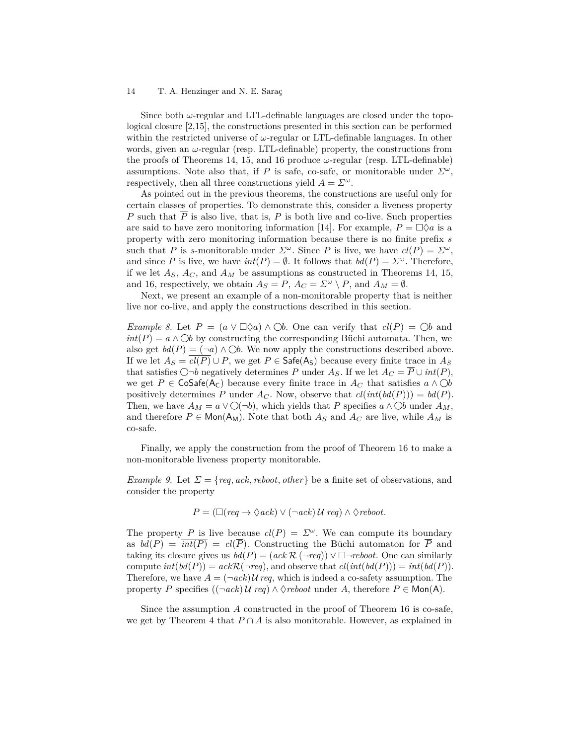Since both $\omega$-regular and LTL-definable languages are closed under the topological closure [2,15], the constructions presented in this section can be performed within the restricted universe of $\omega$-regular or LTL-definable languages. In other words, given an $\omega$-regular (resp. LTL-definable) property, the constructions from the proofs of Theorems 14, 15, and 16 produce $\omega$-regular (resp. LTL-definable) assumptions. Note also that, if $P$ is safe, co-safe, or monitorable under $\Sigma^\omega$, respectively, then all three constructions yield $A = \Sigma^\omega$.

As pointed out in the previous theorems, the constructions are useful only for certain classes of properties. To demonstrate this, consider a liveness property $P$ such that $\overline{P}$ is also live, that is, $P$ is both live and co-live. Such properties are said to have zero monitoring information [14]. For example, $P = \Box\Diamond a$ is a property with zero monitoring information because there is no finite prefix $s$ such that $P$ is $s$-monitorable under $\Sigma^\omega$. Since $P$ is live, we have $cl(P) = \Sigma^\omega$, and since $\overline{P}$ is live, we have $int(P) = \emptyset$. It follows that $bd(P) = \Sigma^\omega$. Therefore, if we let $A_S$, $A_C$, and $A_M$ be assumptions as constructed in Theorems 14, 15, and 16, respectively, we obtain $A_S = P$, $A_C = \Sigma^\omega \setminus P$, and $A_M = \emptyset$.

Next, we present an example of a non-monitorable property that is neither live nor co-live, and apply the constructions described in this section.

*Example 8.* Let $P = (a \vee \Box\Diamond a) \wedge \bigcirc b$. One can verify that $cl(P) = \bigcirc b$ and $int(P) = a \wedge \bigcirc b$ by constructing the corresponding Büchi automata. Then, we also get $bd(P) = (\neg a) \wedge \bigcirc b$. We now apply the constructions described above. If we let $A_S = \overline{cl(P)} \cup P$, we get $P \in \mathsf{Safe}(\mathsf{A_S})$ because every finite trace in $A_S$ that satisfies $\bigcirc \neg b$ negatively determines $P$ under $A_S$. If we let $A_C = \overline{P} \cup int(P)$, we get $P \in \mathsf{CoSafe}(\mathsf{A_C})$ because every finite trace in $A_C$ that satisfies $a \wedge \bigcirc b$ positively determines $P$ under $A_C$. Now, observe that $cl(int(bd(P))) = bd(P)$. Then, we have $A_M = a \vee \bigcirc(\neg b)$, which yields that $P$ specifies $a \wedge \bigcirc b$ under $A_M$, and therefore $P \in \mathsf{Mon}(\mathsf{A_M})$. Note that both $A_S$ and $A_C$ are live, while $A_M$ is co-safe.

Finally, we apply the construction from the proof of Theorem 16 to make a non-monitorable liveness property monitorable.

*Example 9.* Let $\Sigma = \{req, ack, reboot, other\}$ be a finite set of observations, and consider the property

$$P = (\Box(req \rightarrow \Diamond ack) \vee (\neg ack)\, \mathcal{U}\, req) \wedge \Diamond reboot.$$

The property $P$ is live because $cl(P) = \Sigma^\omega$. We can compute its boundary as $bd(P) = \overline{int(P)} = cl(\overline{P})$. Constructing the Büchi automaton for $\overline{P}$ and taking its closure gives us $bd(P) = (ack\, \mathcal{R}\, (\neg req)) \vee \Box\neg reboot$. One can similarly compute $int(bd(P)) = ack \mathcal{R}(\neg req)$, and observe that $cl(int(bd(P))) = int(bd(P))$. Therefore, we have $A = (\neg ack)\mathcal{U}\, req$, which is indeed a co-safety assumption. The property $P$ specifies $((\neg ack)\, \mathcal{U}\, req) \wedge \Diamond reboot$ under $A$, therefore $P \in \mathsf{Mon}(\mathsf{A})$.

Since the assumption $A$ constructed in the proof of Theorem 16 is co-safe, we get by Theorem 4 that $P \cap A$ is also monitorable. However, as explained in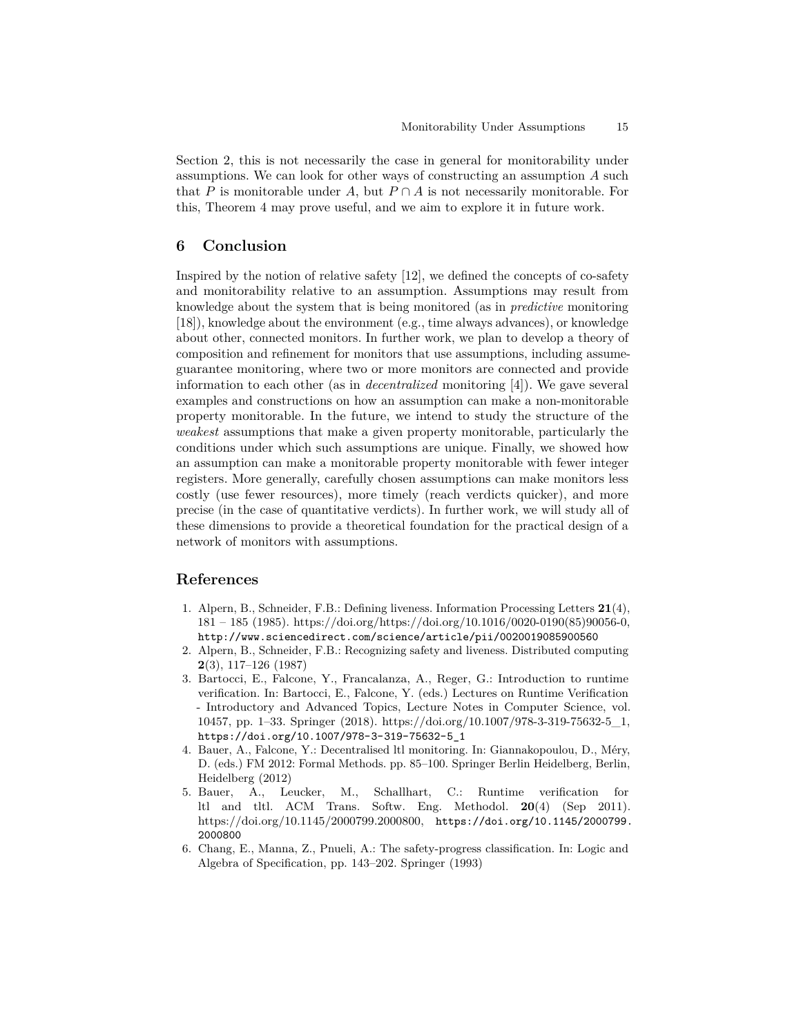Section 2, this is not necessarily the case in general for monitorability under assumptions. We can look for other ways of constructing an assumption $A$ such that $P$ is monitorable under $A$, but $P \cap A$ is not necessarily monitorable. For this, Theorem 4 may prove useful, and we aim to explore it in future work.

## 6 Conclusion

Inspired by the notion of relative safety [12], we defined the concepts of co-safety and monitorability relative to an assumption. Assumptions may result from knowledge about the system that is being monitored (as in *predictive* monitoring [18]), knowledge about the environment (e.g., time always advances), or knowledge about other, connected monitors. In further work, we plan to develop a theory of composition and refinement for monitors that use assumptions, including assume-guarantee monitoring, where two or more monitors are connected and provide information to each other (as in *decentralized* monitoring [4]). We gave several examples and constructions on how an assumption can make a non-monitorable property monitorable. In the future, we intend to study the structure of the *weakest* assumptions that make a given property monitorable, particularly the conditions under which such assumptions are unique. Finally, we showed how an assumption can make a monitorable property monitorable with fewer integer registers. More generally, carefully chosen assumptions can make monitors less costly (use fewer resources), more timely (reach verdicts quicker), and more precise (in the case of quantitative verdicts). In further work, we will study all of these dimensions to provide a theoretical foundation for the practical design of a network of monitors with assumptions.

## References

1. Alpern, B., Schneider, F.B.: Defining liveness. Information Processing Letters **21**(4), 181 – 185 (1985). https://doi.org/https://doi.org/10.1016/0020-0190(85)90056-0, http://www.sciencedirect.com/science/article/pii/0020019085900560
2. Alpern, B., Schneider, F.B.: Recognizing safety and liveness. Distributed computing **2**(3), 117–126 (1987)
3. Bartocci, E., Falcone, Y., Francalanza, A., Reger, G.: Introduction to runtime verification. In: Bartocci, E., Falcone, Y. (eds.) Lectures on Runtime Verification - Introductory and Advanced Topics, Lecture Notes in Computer Science, vol. 10457, pp. 1–33. Springer (2018). https://doi.org/10.1007/978-3-319-75632-5_1, https://doi.org/10.1007/978-3-319-75632-5_1
4. Bauer, A., Falcone, Y.: Decentralised ltl monitoring. In: Giannakopoulou, D., Méry, D. (eds.) FM 2012: Formal Methods. pp. 85–100. Springer Berlin Heidelberg, Berlin, Heidelberg (2012)
5. Bauer, A., Leucker, M., Schallhart, C.: Runtime verification for ltl and tltl. ACM Trans. Softw. Eng. Methodol. **20**(4) (Sep 2011). https://doi.org/10.1145/2000799.2000800, https://doi.org/10.1145/2000799.2000800
6. Chang, E., Manna, Z., Pnueli, A.: The safety-progress classification. In: Logic and Algebra of Specification, pp. 143–202. Springer (1993)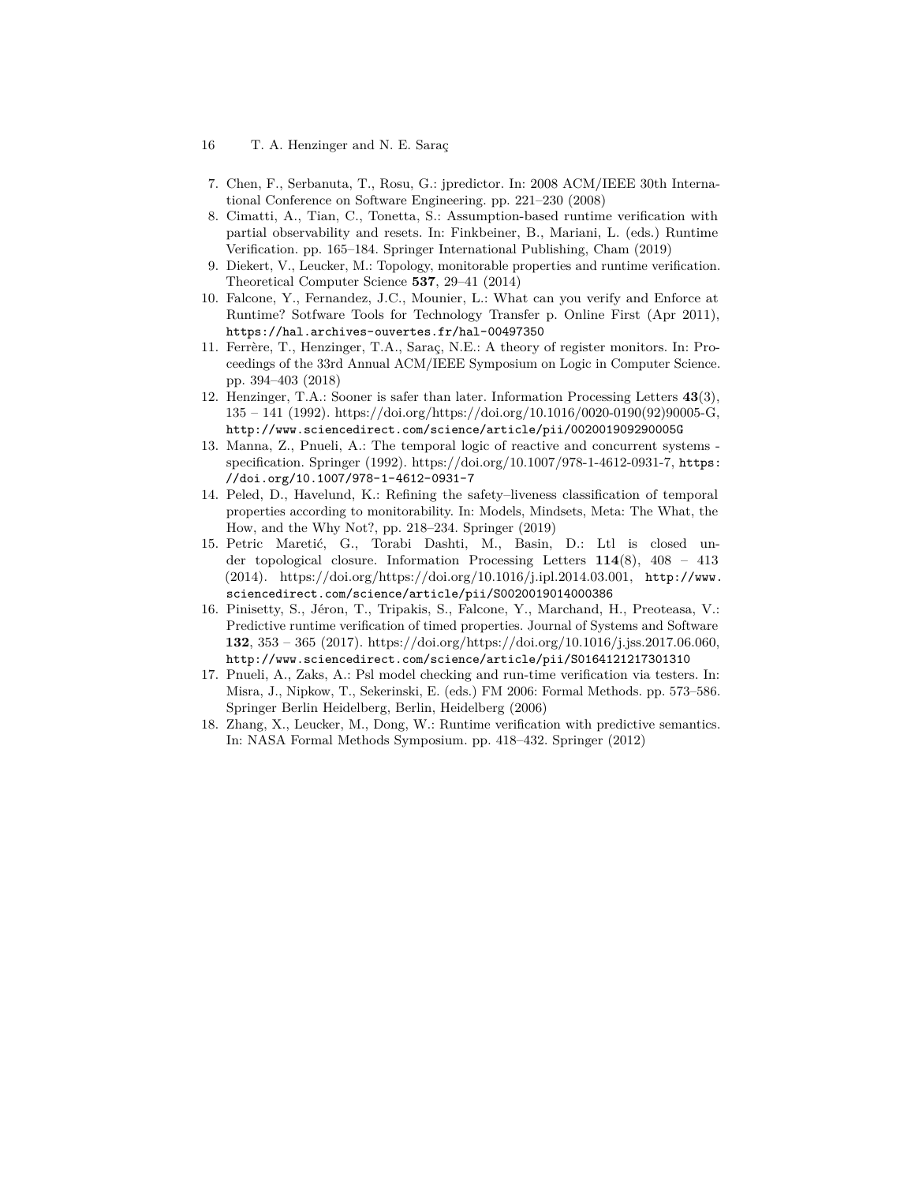7. Chen, F., Serbanuta, T., Rosu, G.: jpredictor. In: 2008 ACM/IEEE 30th International Conference on Software Engineering. pp. 221–230 (2008)
8. Cimatti, A., Tian, C., Tonetta, S.: Assumption-based runtime verification with partial observability and resets. In: Finkbeiner, B., Mariani, L. (eds.) Runtime Verification. pp. 165–184. Springer International Publishing, Cham (2019)
9. Diekert, V., Leucker, M.: Topology, monitorable properties and runtime verification. Theoretical Computer Science **537**, 29–41 (2014)
10. Falcone, Y., Fernandez, J.C., Mounier, L.: What can you verify and Enforce at Runtime? Sotfware Tools for Technology Transfer p. Online First (Apr 2011), `https://hal.archives-ouvertes.fr/hal-00497350`
11. Ferrère, T., Henzinger, T.A., Saraç, N.E.: A theory of register monitors. In: Proceedings of the 33rd Annual ACM/IEEE Symposium on Logic in Computer Science. pp. 394–403 (2018)
12. Henzinger, T.A.: Sooner is safer than later. Information Processing Letters **43**(3), 135 – 141 (1992). https://doi.org/https://doi.org/10.1016/0020-0190(92)90005-G, `http://www.sciencedirect.com/science/article/pii/002001909290005G`
13. Manna, Z., Pnueli, A.: The temporal logic of reactive and concurrent systems - specification. Springer (1992). https://doi.org/10.1007/978-1-4612-0931-7, `https://doi.org/10.1007/978-1-4612-0931-7`
14. Peled, D., Havelund, K.: Refining the safety–liveness classification of temporal properties according to monitorability. In: Models, Mindsets, Meta: The What, the How, and the Why Not?, pp. 218–234. Springer (2019)
15. Petric Maretić, G., Torabi Dashti, M., Basin, D.: Ltl is closed under topological closure. Information Processing Letters **114**(8), 408 – 413 (2014). https://doi.org/https://doi.org/10.1016/j.ipl.2014.03.001, `http://www.sciencedirect.com/science/article/pii/S0020019014000386`
16. Pinisetty, S., Jéron, T., Tripakis, S., Falcone, Y., Marchand, H., Preoteasa, V.: Predictive runtime verification of timed properties. Journal of Systems and Software **132**, 353 – 365 (2017). https://doi.org/https://doi.org/10.1016/j.jss.2017.06.060, `http://www.sciencedirect.com/science/article/pii/S0164121217301310`
17. Pnueli, A., Zaks, A.: Psl model checking and run-time verification via testers. In: Misra, J., Nipkow, T., Sekerinski, E. (eds.) FM 2006: Formal Methods. pp. 573–586. Springer Berlin Heidelberg, Berlin, Heidelberg (2006)
18. Zhang, X., Leucker, M., Dong, W.: Runtime verification with predictive semantics. In: NASA Formal Methods Symposium. pp. 418–432. Springer (2012)